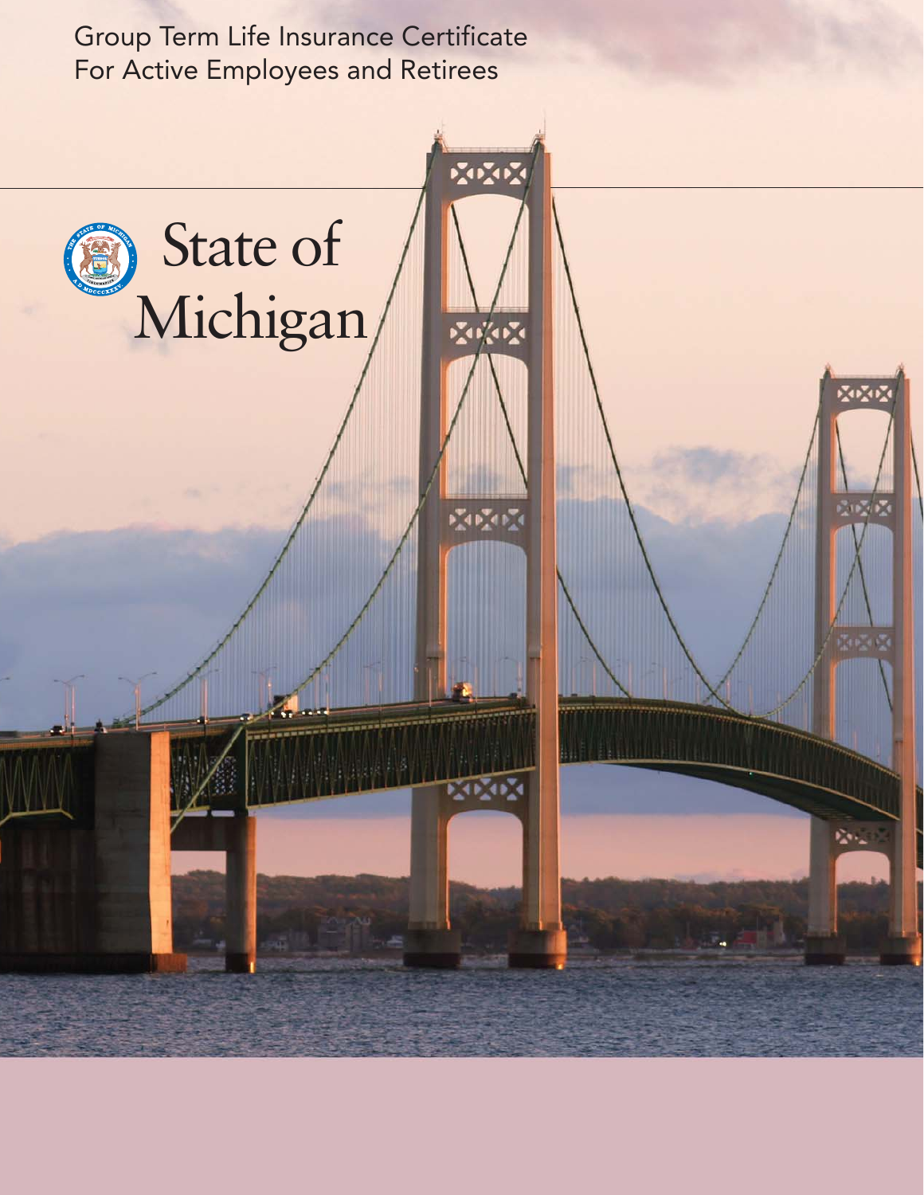Group Term Life Insurance Certificate
For Active Employees and Retirees

# State of Michigan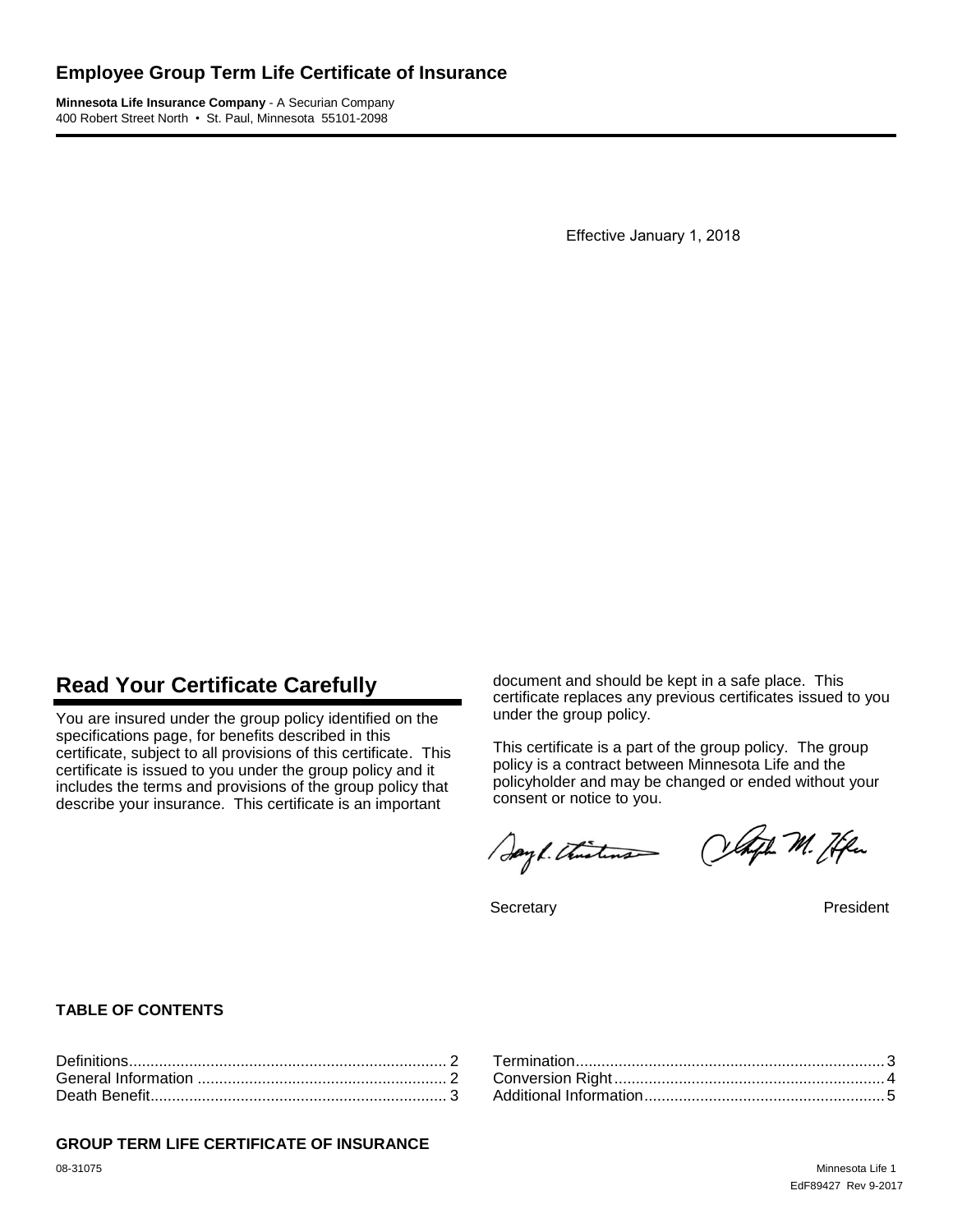# Employee Group Term Life Certificate of Insurance

**Minnesota Life Insurance Company** - A Securian Company
400 Robert Street North • St. Paul, Minnesota 55101-2098

Effective January 1, 2018

## Read Your Certificate Carefully

You are insured under the group policy identified on the specifications page, for benefits described in this certificate, subject to all provisions of this certificate. This certificate is issued to you under the group policy and it includes the terms and provisions of the group policy that describe your insurance. This certificate is an important document and should be kept in a safe place. This certificate replaces any previous certificates issued to you under the group policy.

This certificate is a part of the group policy. The group policy is a contract between Minnesota Life and the policyholder and may be changed or ended without your consent or notice to you.

Secretary

President

**TABLE OF CONTENTS**

| | |
|---|---|
| Definitions | 2 |
| General Information | 2 |
| Death Benefit | 3 |
| Termination | 3 |
| Conversion Right | 4 |
| Additional Information | 5 |

**GROUP TERM LIFE CERTIFICATE OF INSURANCE**

08-31075

EdF89427 Rev 9-2017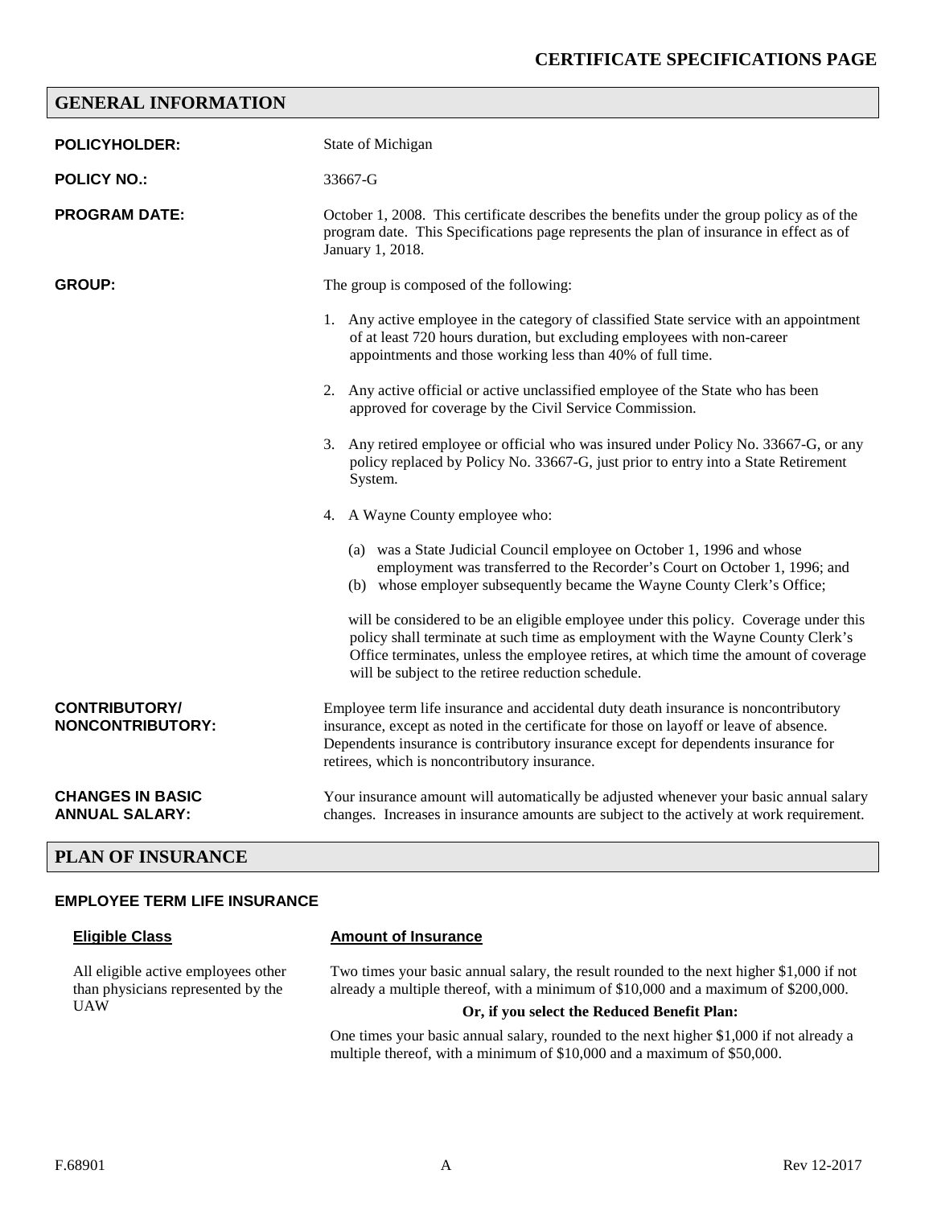# CERTIFICATE SPECIFICATIONS PAGE

## GENERAL INFORMATION

**POLICYHOLDER:** State of Michigan

**POLICY NO.:** 33667-G

**PROGRAM DATE:** October 1, 2008. This certificate describes the benefits under the group policy as of the program date. This Specifications page represents the plan of insurance in effect as of January 1, 2018.

**GROUP:** The group is composed of the following:

1. Any active employee in the category of classified State service with an appointment of at least 720 hours duration, but excluding employees with non-career appointments and those working less than 40% of full time.
2. Any active official or active unclassified employee of the State who has been approved for coverage by the Civil Service Commission.
3. Any retired employee or official who was insured under Policy No. 33667-G, or any policy replaced by Policy No. 33667-G, just prior to entry into a State Retirement System.
4. A Wayne County employee who:

   (a) was a State Judicial Council employee on October 1, 1996 and whose employment was transferred to the Recorder's Court on October 1, 1996; and
   (b) whose employer subsequently became the Wayne County Clerk's Office;

   will be considered to be an eligible employee under this policy. Coverage under this policy shall terminate at such time as employment with the Wayne County Clerk's Office terminates, unless the employee retires, at which time the amount of coverage will be subject to the retiree reduction schedule.

**CONTRIBUTORY/ NONCONTRIBUTORY:** Employee term life insurance and accidental duty death insurance is noncontributory insurance, except as noted in the certificate for those on layoff or leave of absence. Dependents insurance is contributory insurance except for dependents insurance for retirees, which is noncontributory insurance.

**CHANGES IN BASIC ANNUAL SALARY:** Your insurance amount will automatically be adjusted whenever your basic annual salary changes. Increases in insurance amounts are subject to the actively at work requirement.

## PLAN OF INSURANCE

### EMPLOYEE TERM LIFE INSURANCE

| Eligible Class | Amount of Insurance |
|---|---|
| All eligible active employees other than physicians represented by the UAW | Two times your basic annual salary, the result rounded to the next higher $1,000 if not already a multiple thereof, with a minimum of $10,000 and a maximum of $200,000.<br>**Or, if you select the Reduced Benefit Plan:**<br>One times your basic annual salary, rounded to the next higher $1,000 if not already a multiple thereof, with a minimum of $10,000 and a maximum of $50,000. |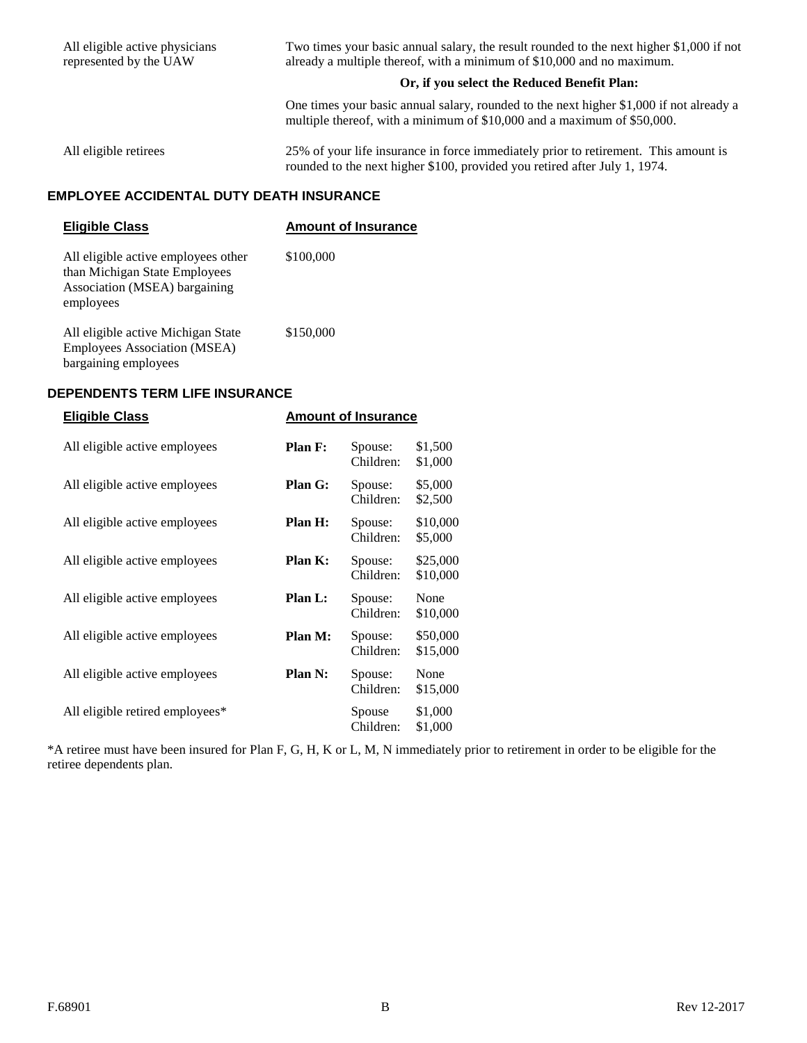| | |
|---|---|
| All eligible active physicians represented by the UAW | Two times your basic annual salary, the result rounded to the next higher $1,000 if not already a multiple thereof, with a minimum of $10,000 and no maximum. |
| | **Or, if you select the Reduced Benefit Plan:** |
| | One times your basic annual salary, rounded to the next higher $1,000 if not already a multiple thereof, with a minimum of $10,000 and a maximum of $50,000. |
| All eligible retirees | 25% of your life insurance in force immediately prior to retirement. This amount is rounded to the next higher $100, provided you retired after July 1, 1974. |

## EMPLOYEE ACCIDENTAL DUTY DEATH INSURANCE

| Eligible Class | Amount of Insurance |
|---|---|
| All eligible active employees other than Michigan State Employees Association (MSEA) bargaining employees | $100,000 |
| All eligible active Michigan State Employees Association (MSEA) bargaining employees | $150,000 |

## DEPENDENTS TERM LIFE INSURANCE

| Eligible Class | Amount of Insurance | | |
|---|---|---|---|
| All eligible active employees | **Plan F:** | Spouse:<br>Children: | $1,500<br>$1,000 |
| All eligible active employees | **Plan G:** | Spouse:<br>Children: | $5,000<br>$2,500 |
| All eligible active employees | **Plan H:** | Spouse:<br>Children: | $10,000<br>$5,000 |
| All eligible active employees | **Plan K:** | Spouse:<br>Children: | $25,000<br>$10,000 |
| All eligible active employees | **Plan L:** | Spouse:<br>Children: | None<br>$10,000 |
| All eligible active employees | **Plan M:** | Spouse:<br>Children: | $50,000<br>$15,000 |
| All eligible active employees | **Plan N:** | Spouse:<br>Children: | None<br>$15,000 |
| All eligible retired employees* | | Spouse<br>Children: | $1,000<br>$1,000 |

*A retiree must have been insured for Plan F, G, H, K or L, M, N immediately prior to retirement in order to be eligible for the retiree dependents plan.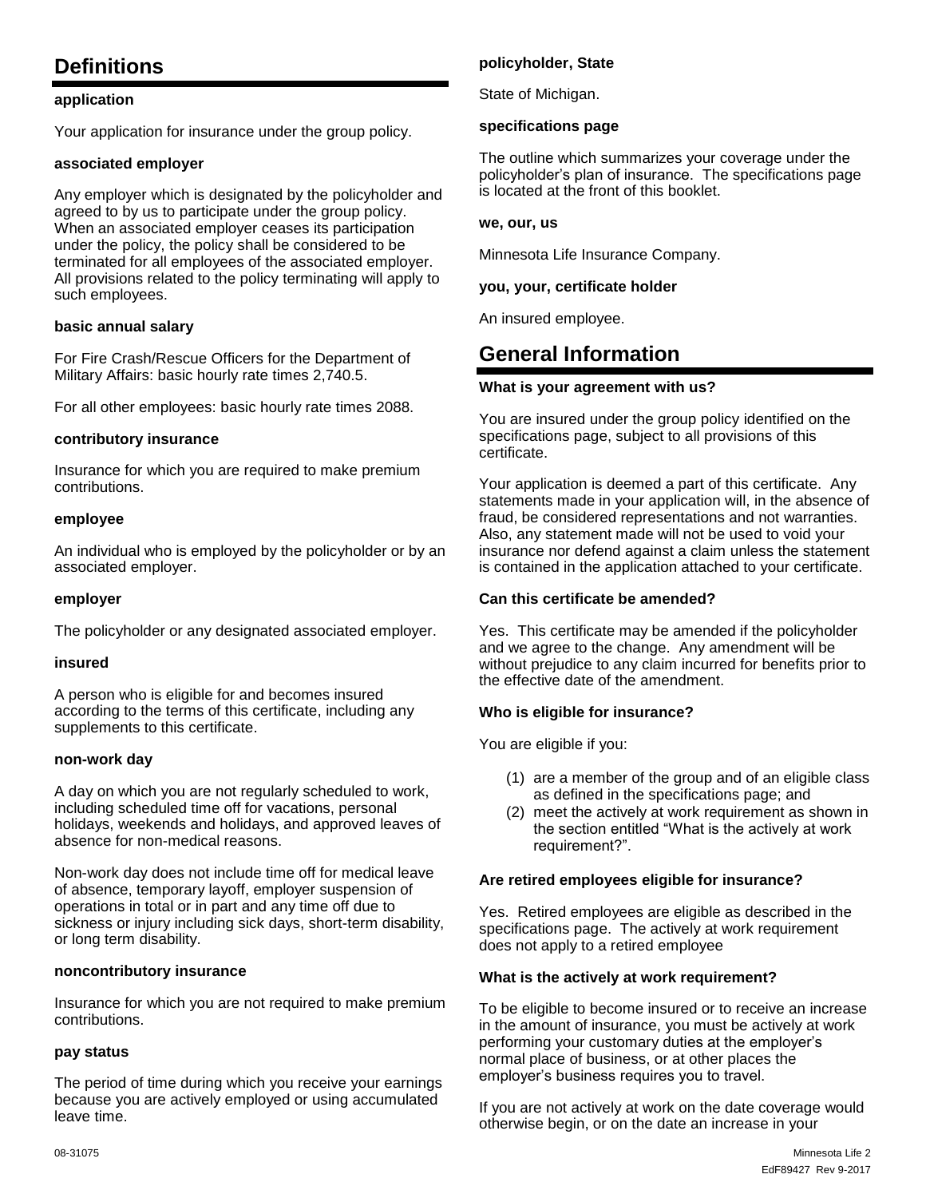## Definitions

### application

Your application for insurance under the group policy.

### associated employer

Any employer which is designated by the policyholder and agreed to by us to participate under the group policy. When an associated employer ceases its participation under the policy, the policy shall be considered to be terminated for all employees of the associated employer. All provisions related to the policy terminating will apply to such employees.

### basic annual salary

For Fire Crash/Rescue Officers for the Department of Military Affairs: basic hourly rate times 2,740.5.

For all other employees: basic hourly rate times 2088.

### contributory insurance

Insurance for which you are required to make premium contributions.

### employee

An individual who is employed by the policyholder or by an associated employer.

### employer

The policyholder or any designated associated employer.

### insured

A person who is eligible for and becomes insured according to the terms of this certificate, including any supplements to this certificate.

### non-work day

A day on which you are not regularly scheduled to work, including scheduled time off for vacations, personal holidays, weekends and holidays, and approved leaves of absence for non-medical reasons.

Non-work day does not include time off for medical leave of absence, temporary layoff, employer suspension of operations in total or in part and any time off due to sickness or injury including sick days, short-term disability, or long term disability.

### noncontributory insurance

Insurance for which you are not required to make premium contributions.

### pay status

The period of time during which you receive your earnings because you are actively employed or using accumulated leave time.

### policyholder, State

State of Michigan.

### specifications page

The outline which summarizes your coverage under the policyholder's plan of insurance. The specifications page is located at the front of this booklet.

### we, our, us

Minnesota Life Insurance Company.

### you, your, certificate holder

An insured employee.

## General Information

### What is your agreement with us?

You are insured under the group policy identified on the specifications page, subject to all provisions of this certificate.

Your application is deemed a part of this certificate. Any statements made in your application will, in the absence of fraud, be considered representations and not warranties. Also, any statement made will not be used to void your insurance nor defend against a claim unless the statement is contained in the application attached to your certificate.

### Can this certificate be amended?

Yes. This certificate may be amended if the policyholder and we agree to the change. Any amendment will be without prejudice to any claim incurred for benefits prior to the effective date of the amendment.

### Who is eligible for insurance?

You are eligible if you:

(1) are a member of the group and of an eligible class as defined in the specifications page; and
(2) meet the actively at work requirement as shown in the section entitled "What is the actively at work requirement?".

### Are retired employees eligible for insurance?

Yes. Retired employees are eligible as described in the specifications page. The actively at work requirement does not apply to a retired employee

### What is the actively at work requirement?

To be eligible to become insured or to receive an increase in the amount of insurance, you must be actively at work performing your customary duties at the employer's normal place of business, or at other places the employer's business requires you to travel.

If you are not actively at work on the date coverage would otherwise begin, or on the date an increase in your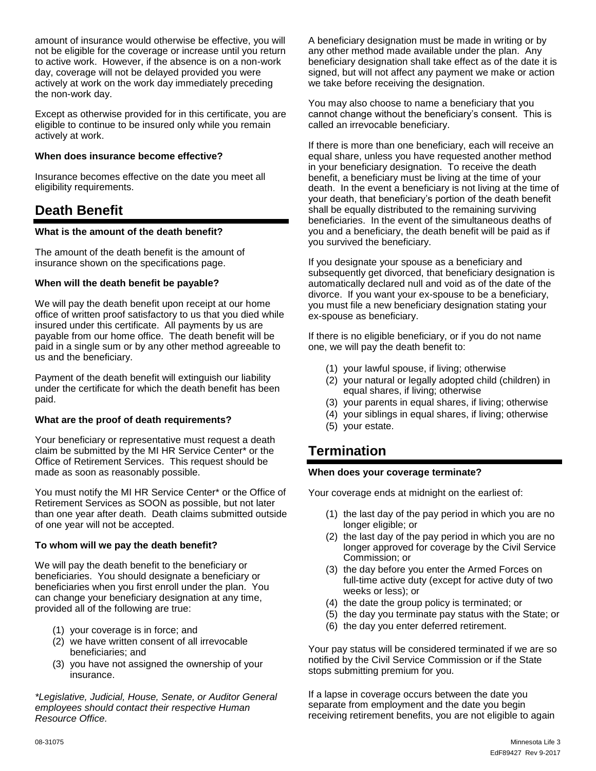amount of insurance would otherwise be effective, you will not be eligible for the coverage or increase until you return to active work. However, if the absence is on a non-work day, coverage will not be delayed provided you were actively at work on the work day immediately preceding the non-work day.

Except as otherwise provided for in this certificate, you are eligible to continue to be insured only while you remain actively at work.

**When does insurance become effective?**

Insurance becomes effective on the date you meet all eligibility requirements.

## Death Benefit

**What is the amount of the death benefit?**

The amount of the death benefit is the amount of insurance shown on the specifications page.

**When will the death benefit be payable?**

We will pay the death benefit upon receipt at our home office of written proof satisfactory to us that you died while insured under this certificate. All payments by us are payable from our home office. The death benefit will be paid in a single sum or by any other method agreeable to us and the beneficiary.

Payment of the death benefit will extinguish our liability under the certificate for which the death benefit has been paid.

**What are the proof of death requirements?**

Your beneficiary or representative must request a death claim be submitted by the MI HR Service Center* or the Office of Retirement Services. This request should be made as soon as reasonably possible.

You must notify the MI HR Service Center* or the Office of Retirement Services as SOON as possible, but not later than one year after death. Death claims submitted outside of one year will not be accepted.

**To whom will we pay the death benefit?**

We will pay the death benefit to the beneficiary or beneficiaries. You should designate a beneficiary or beneficiaries when you first enroll under the plan. You can change your beneficiary designation at any time, provided all of the following are true:

(1) your coverage is in force; and
(2) we have written consent of all irrevocable beneficiaries; and
(3) you have not assigned the ownership of your insurance.

*\*Legislative, Judicial, House, Senate, or Auditor General employees should contact their respective Human Resource Office.*

A beneficiary designation must be made in writing or by any other method made available under the plan. Any beneficiary designation shall take effect as of the date it is signed, but will not affect any payment we make or action we take before receiving the designation.

You may also choose to name a beneficiary that you cannot change without the beneficiary's consent. This is called an irrevocable beneficiary.

If there is more than one beneficiary, each will receive an equal share, unless you have requested another method in your beneficiary designation. To receive the death benefit, a beneficiary must be living at the time of your death. In the event a beneficiary is not living at the time of your death, that beneficiary's portion of the death benefit shall be equally distributed to the remaining surviving beneficiaries. In the event of the simultaneous deaths of you and a beneficiary, the death benefit will be paid as if you survived the beneficiary.

If you designate your spouse as a beneficiary and subsequently get divorced, that beneficiary designation is automatically declared null and void as of the date of the divorce. If you want your ex-spouse to be a beneficiary, you must file a new beneficiary designation stating your ex-spouse as beneficiary.

If there is no eligible beneficiary, or if you do not name one, we will pay the death benefit to:

(1) your lawful spouse, if living; otherwise
(2) your natural or legally adopted child (children) in equal shares, if living; otherwise
(3) your parents in equal shares, if living; otherwise
(4) your siblings in equal shares, if living; otherwise
(5) your estate.

## Termination

**When does your coverage terminate?**

Your coverage ends at midnight on the earliest of:

(1) the last day of the pay period in which you are no longer eligible; or
(2) the last day of the pay period in which you are no longer approved for coverage by the Civil Service Commission; or
(3) the day before you enter the Armed Forces on full-time active duty (except for active duty of two weeks or less); or
(4) the date the group policy is terminated; or
(5) the day you terminate pay status with the State; or
(6) the day you enter deferred retirement.

Your pay status will be considered terminated if we are so notified by the Civil Service Commission or if the State stops submitting premium for you.

If a lapse in coverage occurs between the date you separate from employment and the date you begin receiving retirement benefits, you are not eligible to again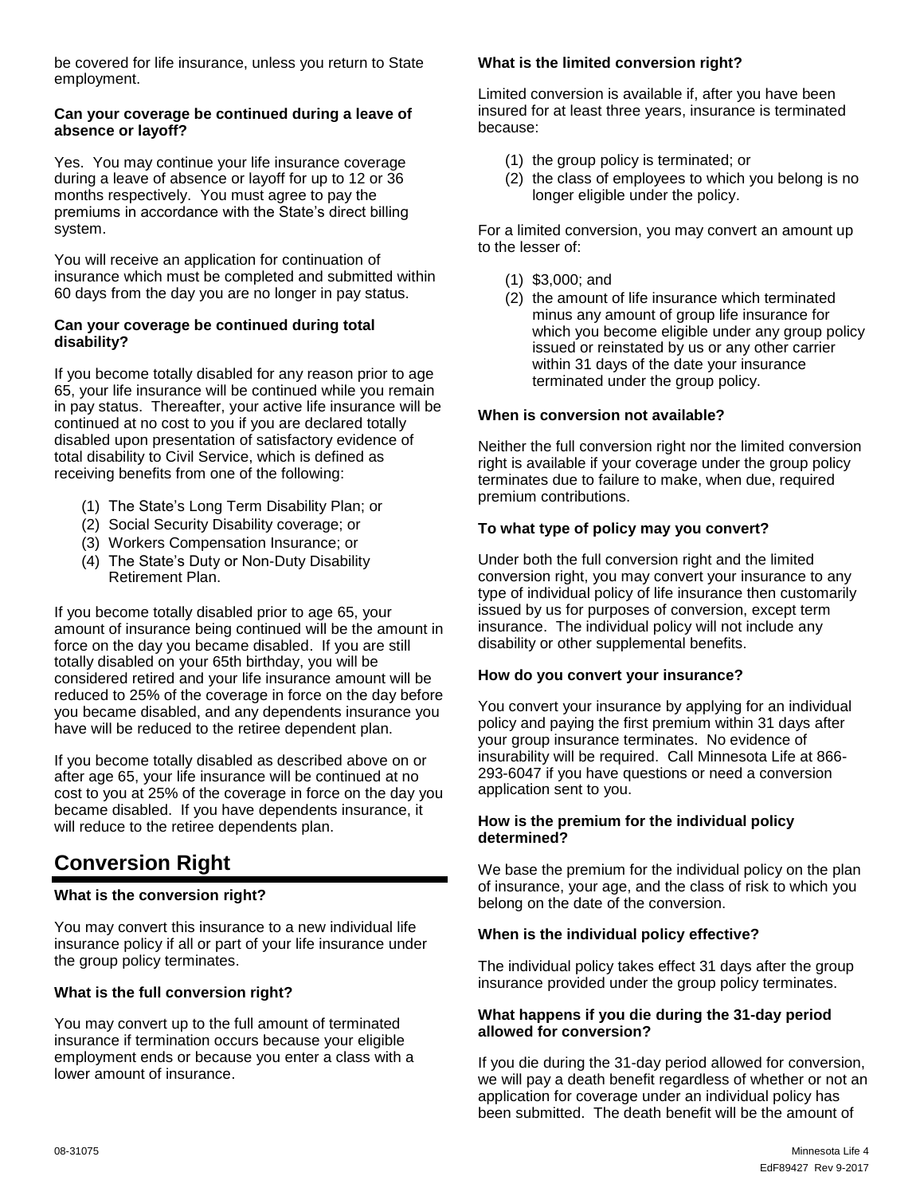be covered for life insurance, unless you return to State employment.

**Can your coverage be continued during a leave of absence or layoff?**

Yes. You may continue your life insurance coverage during a leave of absence or layoff for up to 12 or 36 months respectively. You must agree to pay the premiums in accordance with the State's direct billing system.

You will receive an application for continuation of insurance which must be completed and submitted within 60 days from the day you are no longer in pay status.

**Can your coverage be continued during total disability?**

If you become totally disabled for any reason prior to age 65, your life insurance will be continued while you remain in pay status. Thereafter, your active life insurance will be continued at no cost to you if you are declared totally disabled upon presentation of satisfactory evidence of total disability to Civil Service, which is defined as receiving benefits from one of the following:

(1) The State's Long Term Disability Plan; or
(2) Social Security Disability coverage; or
(3) Workers Compensation Insurance; or
(4) The State's Duty or Non-Duty Disability Retirement Plan.

If you become totally disabled prior to age 65, your amount of insurance being continued will be the amount in force on the day you became disabled. If you are still totally disabled on your 65th birthday, you will be considered retired and your life insurance amount will be reduced to 25% of the coverage in force on the day before you became disabled, and any dependents insurance you have will be reduced to the retiree dependent plan.

If you become totally disabled as described above on or after age 65, your life insurance will be continued at no cost to you at 25% of the coverage in force on the day you became disabled. If you have dependents insurance, it will reduce to the retiree dependents plan.

## Conversion Right

**What is the conversion right?**

You may convert this insurance to a new individual life insurance policy if all or part of your life insurance under the group policy terminates.

**What is the full conversion right?**

You may convert up to the full amount of terminated insurance if termination occurs because your eligible employment ends or because you enter a class with a lower amount of insurance.

**What is the limited conversion right?**

Limited conversion is available if, after you have been insured for at least three years, insurance is terminated because:

(1) the group policy is terminated; or
(2) the class of employees to which you belong is no longer eligible under the policy.

For a limited conversion, you may convert an amount up to the lesser of:

(1) $3,000; and
(2) the amount of life insurance which terminated minus any amount of group life insurance for which you become eligible under any group policy issued or reinstated by us or any other carrier within 31 days of the date your insurance terminated under the group policy.

**When is conversion not available?**

Neither the full conversion right nor the limited conversion right is available if your coverage under the group policy terminates due to failure to make, when due, required premium contributions.

**To what type of policy may you convert?**

Under both the full conversion right and the limited conversion right, you may convert your insurance to any type of individual policy of life insurance then customarily issued by us for purposes of conversion, except term insurance. The individual policy will not include any disability or other supplemental benefits.

**How do you convert your insurance?**

You convert your insurance by applying for an individual policy and paying the first premium within 31 days after your group insurance terminates. No evidence of insurability will be required. Call Minnesota Life at 866-293-6047 if you have questions or need a conversion application sent to you.

**How is the premium for the individual policy determined?**

We base the premium for the individual policy on the plan of insurance, your age, and the class of risk to which you belong on the date of the conversion.

**When is the individual policy effective?**

The individual policy takes effect 31 days after the group insurance provided under the group policy terminates.

**What happens if you die during the 31-day period allowed for conversion?**

If you die during the 31-day period allowed for conversion, we will pay a death benefit regardless of whether or not an application for coverage under an individual policy has been submitted. The death benefit will be the amount of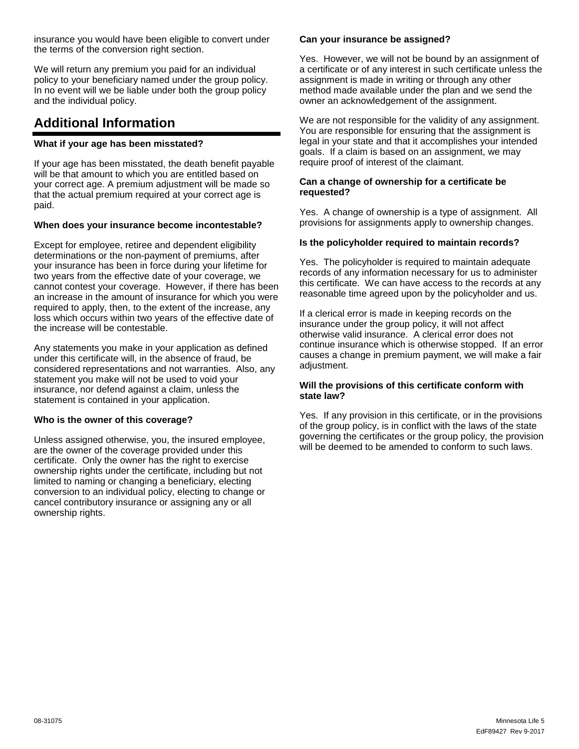insurance you would have been eligible to convert under the terms of the conversion right section.

We will return any premium you paid for an individual policy to your beneficiary named under the group policy. In no event will we be liable under both the group policy and the individual policy.

## Additional Information

**What if your age has been misstated?**

If your age has been misstated, the death benefit payable will be that amount to which you are entitled based on your correct age. A premium adjustment will be made so that the actual premium required at your correct age is paid.

**When does your insurance become incontestable?**

Except for employee, retiree and dependent eligibility determinations or the non-payment of premiums, after your insurance has been in force during your lifetime for two years from the effective date of your coverage, we cannot contest your coverage. However, if there has been an increase in the amount of insurance for which you were required to apply, then, to the extent of the increase, any loss which occurs within two years of the effective date of the increase will be contestable.

Any statements you make in your application as defined under this certificate will, in the absence of fraud, be considered representations and not warranties. Also, any statement you make will not be used to void your insurance, nor defend against a claim, unless the statement is contained in your application.

**Who is the owner of this coverage?**

Unless assigned otherwise, you, the insured employee, are the owner of the coverage provided under this certificate. Only the owner has the right to exercise ownership rights under the certificate, including but not limited to naming or changing a beneficiary, electing conversion to an individual policy, electing to change or cancel contributory insurance or assigning any or all ownership rights.

**Can your insurance be assigned?**

Yes. However, we will not be bound by an assignment of a certificate or of any interest in such certificate unless the assignment is made in writing or through any other method made available under the plan and we send the owner an acknowledgement of the assignment.

We are not responsible for the validity of any assignment. You are responsible for ensuring that the assignment is legal in your state and that it accomplishes your intended goals. If a claim is based on an assignment, we may require proof of interest of the claimant.

**Can a change of ownership for a certificate be requested?**

Yes. A change of ownership is a type of assignment. All provisions for assignments apply to ownership changes.

**Is the policyholder required to maintain records?**

Yes. The policyholder is required to maintain adequate records of any information necessary for us to administer this certificate. We can have access to the records at any reasonable time agreed upon by the policyholder and us.

If a clerical error is made in keeping records on the insurance under the group policy, it will not affect otherwise valid insurance. A clerical error does not continue insurance which is otherwise stopped. If an error causes a change in premium payment, we will make a fair adjustment.

**Will the provisions of this certificate conform with state law?**

Yes. If any provision in this certificate, or in the provisions of the group policy, is in conflict with the laws of the state governing the certificates or the group policy, the provision will be deemed to be amended to conform to such laws.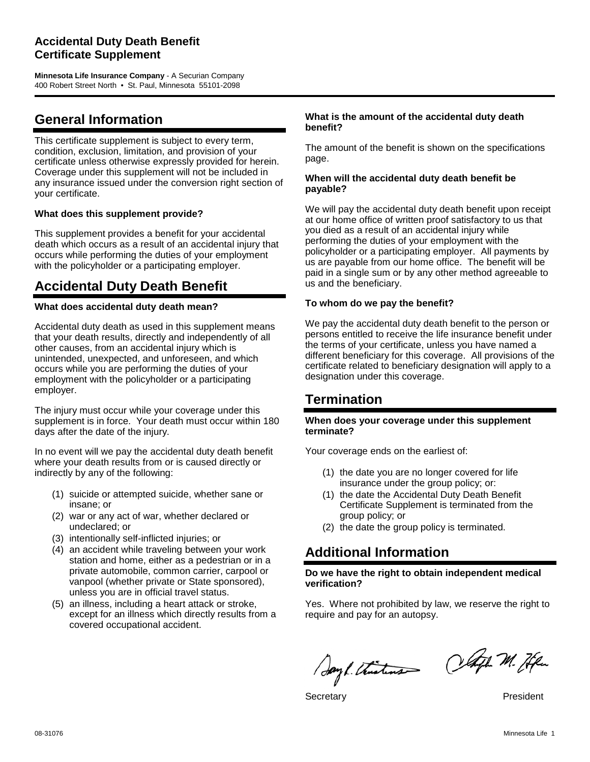# Accidental Duty Death Benefit Certificate Supplement

**Minnesota Life Insurance Company** - A Securian Company
400 Robert Street North • St. Paul, Minnesota 55101-2098

## General Information

This certificate supplement is subject to every term, condition, exclusion, limitation, and provision of your certificate unless otherwise expressly provided for herein. Coverage under this supplement will not be included in any insurance issued under the conversion right section of your certificate.

**What does this supplement provide?**

This supplement provides a benefit for your accidental death which occurs as a result of an accidental injury that occurs while performing the duties of your employment with the policyholder or a participating employer.

## Accidental Duty Death Benefit

**What does accidental duty death mean?**

Accidental duty death as used in this supplement means that your death results, directly and independently of all other causes, from an accidental injury which is unintended, unexpected, and unforeseen, and which occurs while you are performing the duties of your employment with the policyholder or a participating employer.

The injury must occur while your coverage under this supplement is in force. Your death must occur within 180 days after the date of the injury.

In no event will we pay the accidental duty death benefit where your death results from or is caused directly or indirectly by any of the following:

(1) suicide or attempted suicide, whether sane or insane; or
(2) war or any act of war, whether declared or undeclared; or
(3) intentionally self-inflicted injuries; or
(4) an accident while traveling between your work station and home, either as a pedestrian or in a private automobile, common carrier, carpool or vanpool (whether private or State sponsored), unless you are in official travel status.
(5) an illness, including a heart attack or stroke, except for an illness which directly results from a covered occupational accident.

**What is the amount of the accidental duty death benefit?**

The amount of the benefit is shown on the specifications page.

**When will the accidental duty death benefit be payable?**

We will pay the accidental duty death benefit upon receipt at our home office of written proof satisfactory to us that you died as a result of an accidental injury while performing the duties of your employment with the policyholder or a participating employer. All payments by us are payable from our home office. The benefit will be paid in a single sum or by any other method agreeable to us and the beneficiary.

**To whom do we pay the benefit?**

We pay the accidental duty death benefit to the person or persons entitled to receive the life insurance benefit under the terms of your certificate, unless you have named a different beneficiary for this coverage. All provisions of the certificate related to beneficiary designation will apply to a designation under this coverage.

## Termination

**When does your coverage under this supplement terminate?**

Your coverage ends on the earliest of:

(1) the date you are no longer covered for life insurance under the group policy; or:
(1) the date the Accidental Duty Death Benefit Certificate Supplement is terminated from the group policy; or
(2) the date the group policy is terminated.

## Additional Information

**Do we have the right to obtain independent medical verification?**

Yes. Where not prohibited by law, we reserve the right to require and pay for an autopsy.

Secretary President

08-31076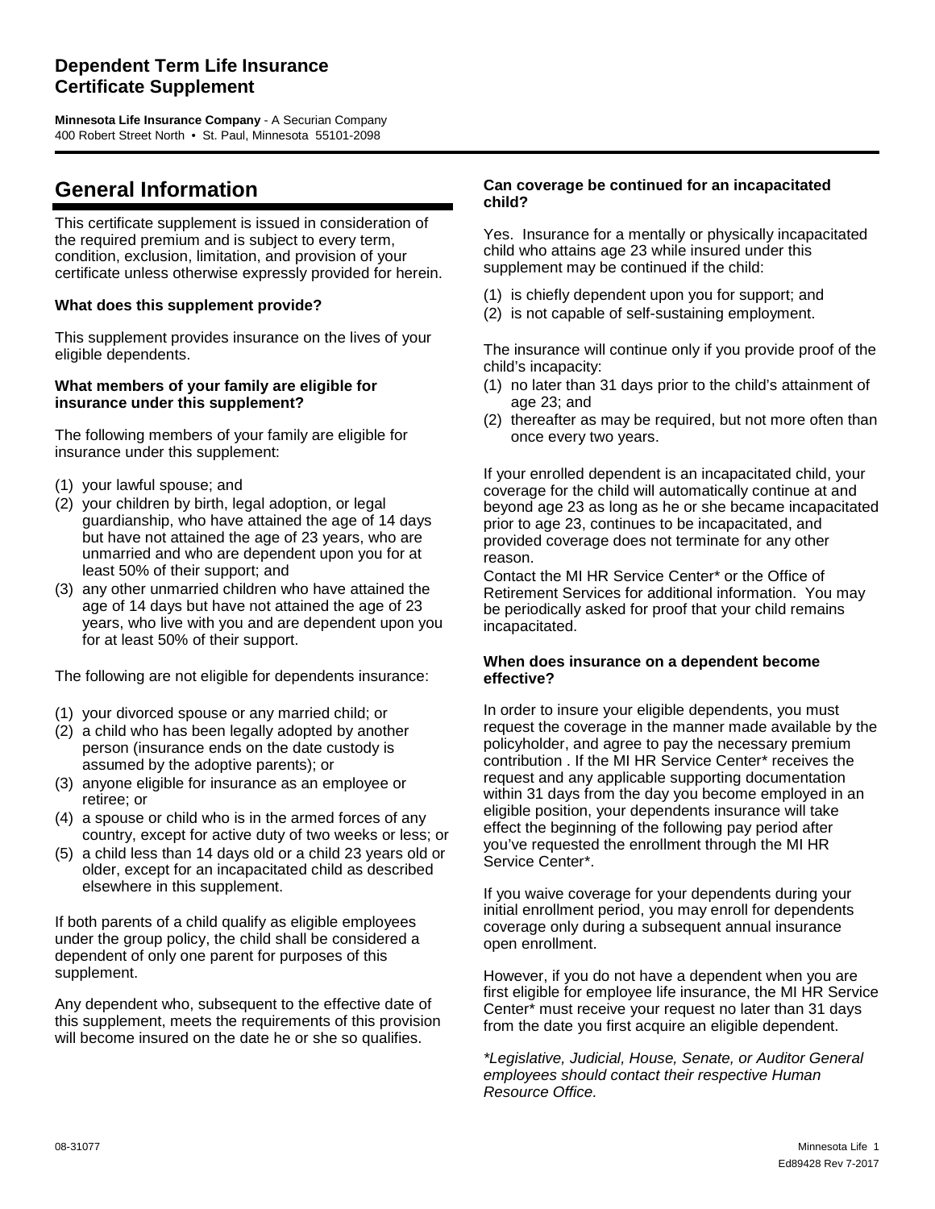# Dependent Term Life Insurance Certificate Supplement

**Minnesota Life Insurance Company** - A Securian Company
400 Robert Street North • St. Paul, Minnesota 55101-2098

## General Information

This certificate supplement is issued in consideration of the required premium and is subject to every term, condition, exclusion, limitation, and provision of your certificate unless otherwise expressly provided for herein.

**What does this supplement provide?**

This supplement provides insurance on the lives of your eligible dependents.

**What members of your family are eligible for insurance under this supplement?**

The following members of your family are eligible for insurance under this supplement:

(1) your lawful spouse; and
(2) your children by birth, legal adoption, or legal guardianship, who have attained the age of 14 days but have not attained the age of 23 years, who are unmarried and who are dependent upon you for at least 50% of their support; and
(3) any other unmarried children who have attained the age of 14 days but have not attained the age of 23 years, who live with you and are dependent upon you for at least 50% of their support.

The following are not eligible for dependents insurance:

(1) your divorced spouse or any married child; or
(2) a child who has been legally adopted by another person (insurance ends on the date custody is assumed by the adoptive parents); or
(3) anyone eligible for insurance as an employee or retiree; or
(4) a spouse or child who is in the armed forces of any country, except for active duty of two weeks or less; or
(5) a child less than 14 days old or a child 23 years old or older, except for an incapacitated child as described elsewhere in this supplement.

If both parents of a child qualify as eligible employees under the group policy, the child shall be considered a dependent of only one parent for purposes of this supplement.

Any dependent who, subsequent to the effective date of this supplement, meets the requirements of this provision will become insured on the date he or she so qualifies.

**Can coverage be continued for an incapacitated child?**

Yes. Insurance for a mentally or physically incapacitated child who attains age 23 while insured under this supplement may be continued if the child:

(1) is chiefly dependent upon you for support; and
(2) is not capable of self-sustaining employment.

The insurance will continue only if you provide proof of the child's incapacity:

(1) no later than 31 days prior to the child's attainment of age 23; and
(2) thereafter as may be required, but not more often than once every two years.

If your enrolled dependent is an incapacitated child, your coverage for the child will automatically continue at and beyond age 23 as long as he or she became incapacitated prior to age 23, continues to be incapacitated, and provided coverage does not terminate for any other reason.

Contact the MI HR Service Center* or the Office of Retirement Services for additional information. You may be periodically asked for proof that your child remains incapacitated.

**When does insurance on a dependent become effective?**

In order to insure your eligible dependents, you must request the coverage in the manner made available by the policyholder, and agree to pay the necessary premium contribution . If the MI HR Service Center* receives the request and any applicable supporting documentation within 31 days from the day you become employed in an eligible position, your dependents insurance will take effect the beginning of the following pay period after you've requested the enrollment through the MI HR Service Center*.

If you waive coverage for your dependents during your initial enrollment period, you may enroll for dependents coverage only during a subsequent annual insurance open enrollment.

However, if you do not have a dependent when you are first eligible for employee life insurance, the MI HR Service Center* must receive your request no later than 31 days from the date you first acquire an eligible dependent.

*\*Legislative, Judicial, House, Senate, or Auditor General employees should contact their respective Human Resource Office.*

08-31077

Ed89428 Rev 7-2017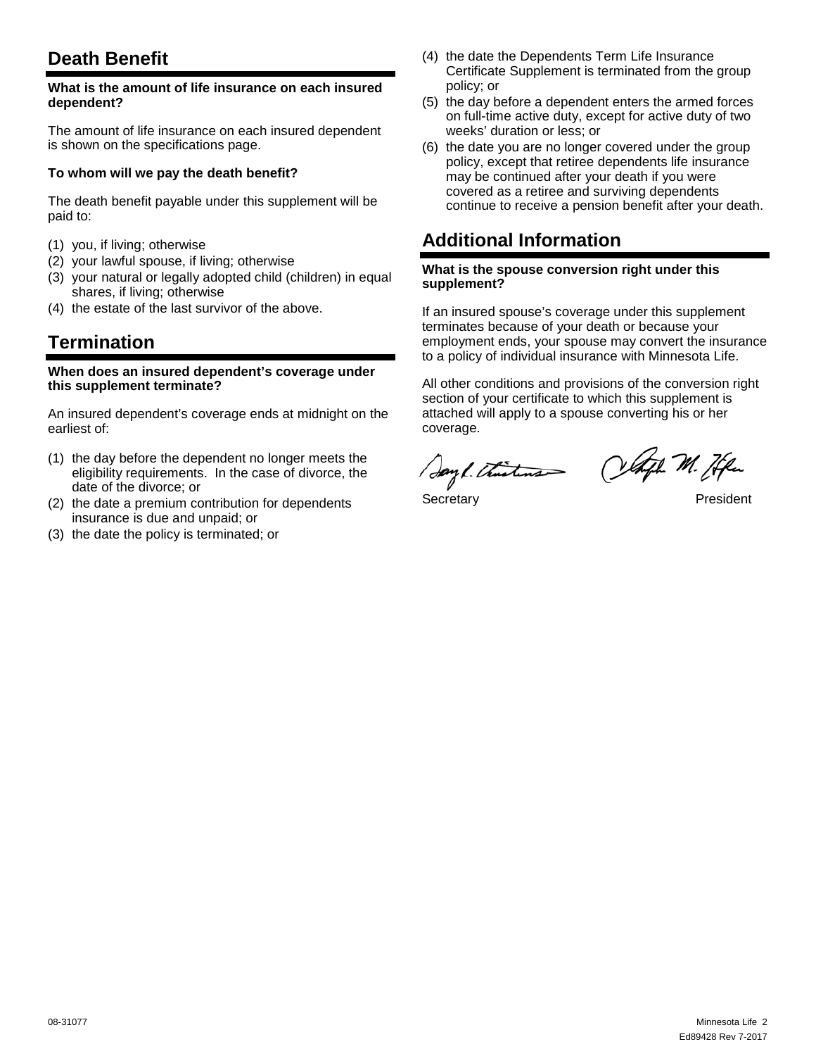## Death Benefit

**What is the amount of life insurance on each insured dependent?**

The amount of life insurance on each insured dependent is shown on the specifications page.

**To whom will we pay the death benefit?**

The death benefit payable under this supplement will be paid to:

(1) you, if living; otherwise
(2) your lawful spouse, if living; otherwise
(3) your natural or legally adopted child (children) in equal shares, if living; otherwise
(4) the estate of the last survivor of the above.

## Termination

**When does an insured dependent's coverage under this supplement terminate?**

An insured dependent's coverage ends at midnight on the earliest of:

(1) the day before the dependent no longer meets the eligibility requirements. In the case of divorce, the date of the divorce; or
(2) the date a premium contribution for dependents insurance is due and unpaid; or
(3) the date the policy is terminated; or
(4) the date the Dependents Term Life Insurance Certificate Supplement is terminated from the group policy; or
(5) the day before a dependent enters the armed forces on full-time active duty, except for active duty of two weeks' duration or less; or
(6) the date you are no longer covered under the group policy, except that retiree dependents life insurance may be continued after your death if you were covered as a retiree and surviving dependents continue to receive a pension benefit after your death.

## Additional Information

**What is the spouse conversion right under this supplement?**

If an insured spouse's coverage under this supplement terminates because of your death or because your employment ends, your spouse may convert the insurance to a policy of individual insurance with Minnesota Life.

All other conditions and provisions of the conversion right section of your certificate to which this supplement is attached will apply to a spouse converting his or her coverage.

Secretary                President

08-31077

Ed89428 Rev 7-2017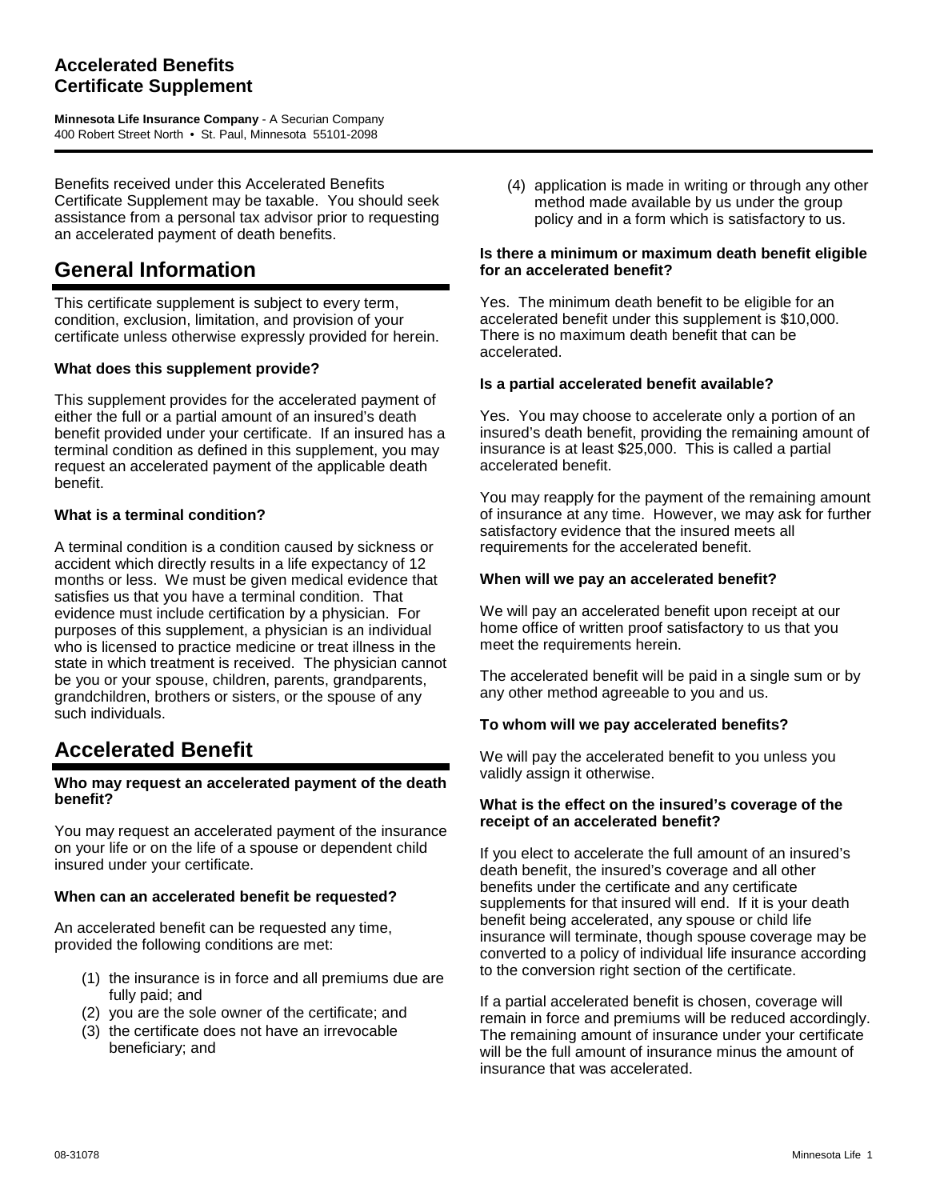# Accelerated Benefits
# Certificate Supplement

**Minnesota Life Insurance Company** - A Securian Company
400 Robert Street North • St. Paul, Minnesota 55101-2098

Benefits received under this Accelerated Benefits Certificate Supplement may be taxable. You should seek assistance from a personal tax advisor prior to requesting an accelerated payment of death benefits.

## General Information

This certificate supplement is subject to every term, condition, exclusion, limitation, and provision of your certificate unless otherwise expressly provided for herein.

**What does this supplement provide?**

This supplement provides for the accelerated payment of either the full or a partial amount of an insured's death benefit provided under your certificate. If an insured has a terminal condition as defined in this supplement, you may request an accelerated payment of the applicable death benefit.

**What is a terminal condition?**

A terminal condition is a condition caused by sickness or accident which directly results in a life expectancy of 12 months or less. We must be given medical evidence that satisfies us that you have a terminal condition. That evidence must include certification by a physician. For purposes of this supplement, a physician is an individual who is licensed to practice medicine or treat illness in the state in which treatment is received. The physician cannot be you or your spouse, children, parents, grandparents, grandchildren, brothers or sisters, or the spouse of any such individuals.

## Accelerated Benefit

**Who may request an accelerated payment of the death benefit?**

You may request an accelerated payment of the insurance on your life or on the life of a spouse or dependent child insured under your certificate.

**When can an accelerated benefit be requested?**

An accelerated benefit can be requested any time, provided the following conditions are met:

(1) the insurance is in force and all premiums due are fully paid; and
(2) you are the sole owner of the certificate; and
(3) the certificate does not have an irrevocable beneficiary; and
(4) application is made in writing or through any other method made available by us under the group policy and in a form which is satisfactory to us.

**Is there a minimum or maximum death benefit eligible for an accelerated benefit?**

Yes. The minimum death benefit to be eligible for an accelerated benefit under this supplement is $10,000. There is no maximum death benefit that can be accelerated.

**Is a partial accelerated benefit available?**

Yes. You may choose to accelerate only a portion of an insured's death benefit, providing the remaining amount of insurance is at least $25,000. This is called a partial accelerated benefit.

You may reapply for the payment of the remaining amount of insurance at any time. However, we may ask for further satisfactory evidence that the insured meets all requirements for the accelerated benefit.

**When will we pay an accelerated benefit?**

We will pay an accelerated benefit upon receipt at our home office of written proof satisfactory to us that you meet the requirements herein.

The accelerated benefit will be paid in a single sum or by any other method agreeable to you and us.

**To whom will we pay accelerated benefits?**

We will pay the accelerated benefit to you unless you validly assign it otherwise.

**What is the effect on the insured's coverage of the receipt of an accelerated benefit?**

If you elect to accelerate the full amount of an insured's death benefit, the insured's coverage and all other benefits under the certificate and any certificate supplements for that insured will end. If it is your death benefit being accelerated, any spouse or child life insurance will terminate, though spouse coverage may be converted to a policy of individual life insurance according to the conversion right section of the certificate.

If a partial accelerated benefit is chosen, coverage will remain in force and premiums will be reduced accordingly. The remaining amount of insurance under your certificate will be the full amount of insurance minus the amount of insurance that was accelerated.

08-31078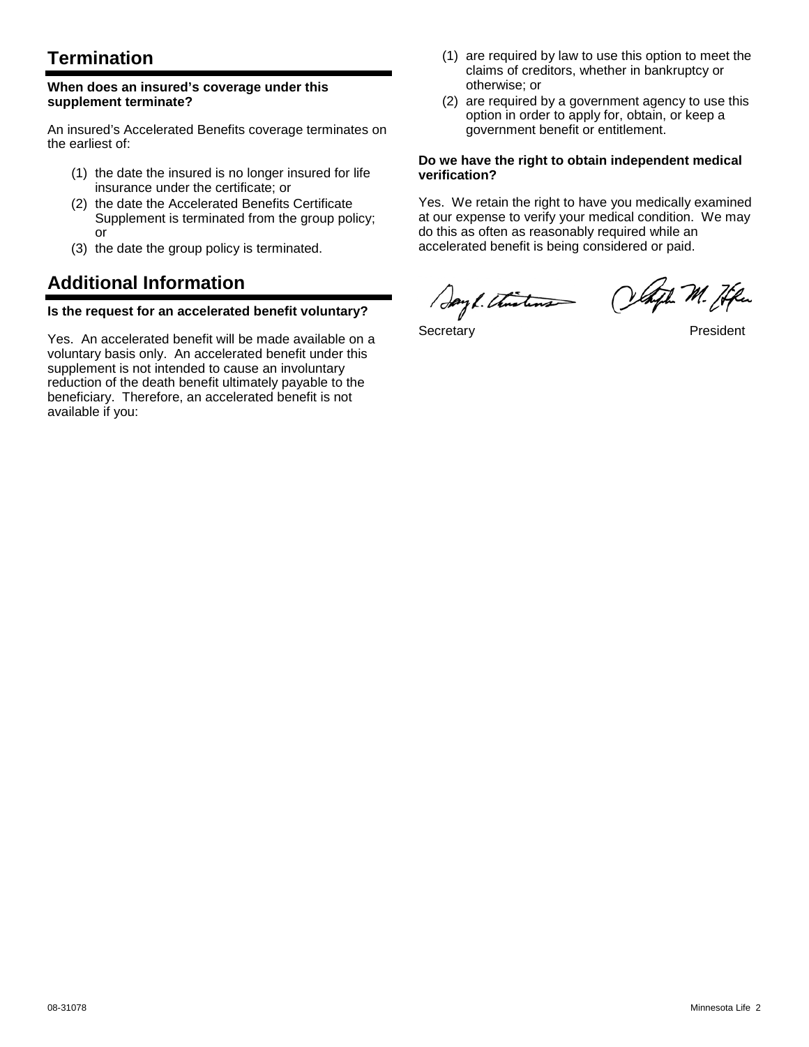## Termination

**When does an insured's coverage under this supplement terminate?**

An insured's Accelerated Benefits coverage terminates on the earliest of:

(1) the date the insured is no longer insured for life insurance under the certificate; or
(2) the date the Accelerated Benefits Certificate Supplement is terminated from the group policy; or
(3) the date the group policy is terminated.

## Additional Information

**Is the request for an accelerated benefit voluntary?**

Yes. An accelerated benefit will be made available on a voluntary basis only. An accelerated benefit under this supplement is not intended to cause an involuntary reduction of the death benefit ultimately payable to the beneficiary. Therefore, an accelerated benefit is not available if you:

(1) are required by law to use this option to meet the claims of creditors, whether in bankruptcy or otherwise; or
(2) are required by a government agency to use this option in order to apply for, obtain, or keep a government benefit or entitlement.

**Do we have the right to obtain independent medical verification?**

Yes. We retain the right to have you medically examined at our expense to verify your medical condition. We may do this as often as reasonably required while an accelerated benefit is being considered or paid.

Secretary President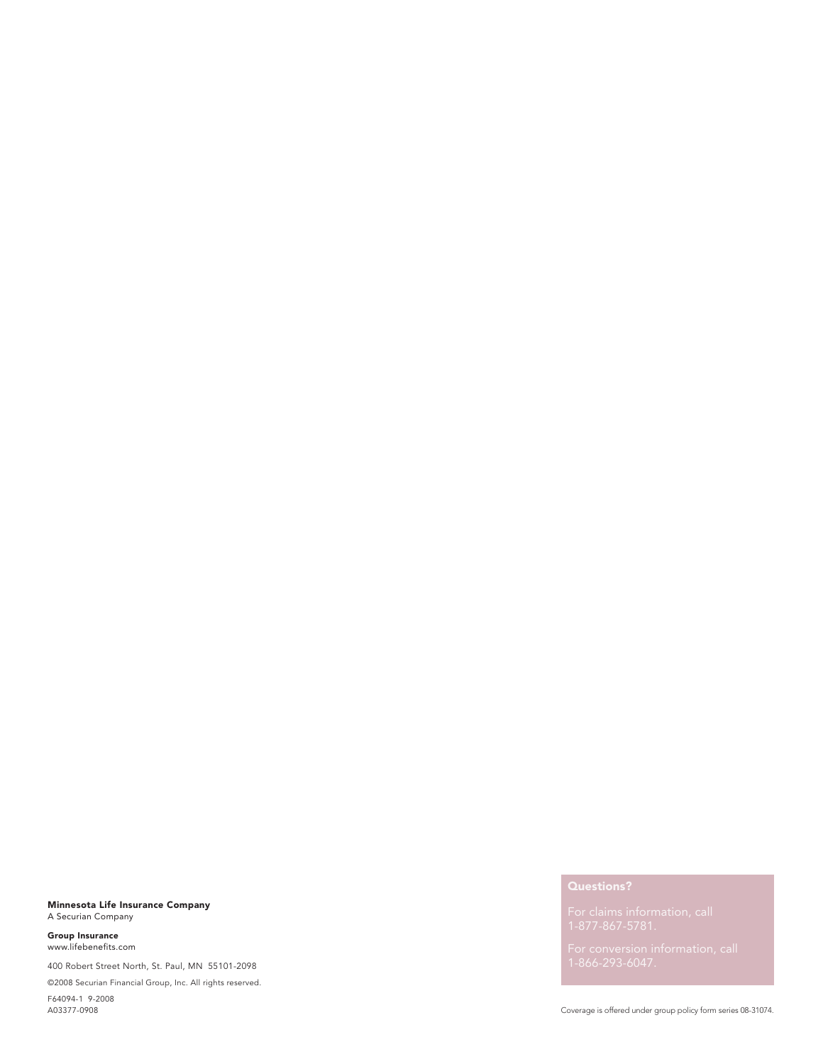**Minnesota Life Insurance Company**
A Securian Company

**Group Insurance**
www.lifebenefits.com

400 Robert Street North, St. Paul, MN 55101-2098

©2008 Securian Financial Group, Inc. All rights reserved.

F64094-1 9-2008
A03377-0908

**Questions?**

For claims information, call 1-877-867-5781.

For conversion information, call 1-866-293-6047.

Coverage is offered under group policy form series 08-31074.